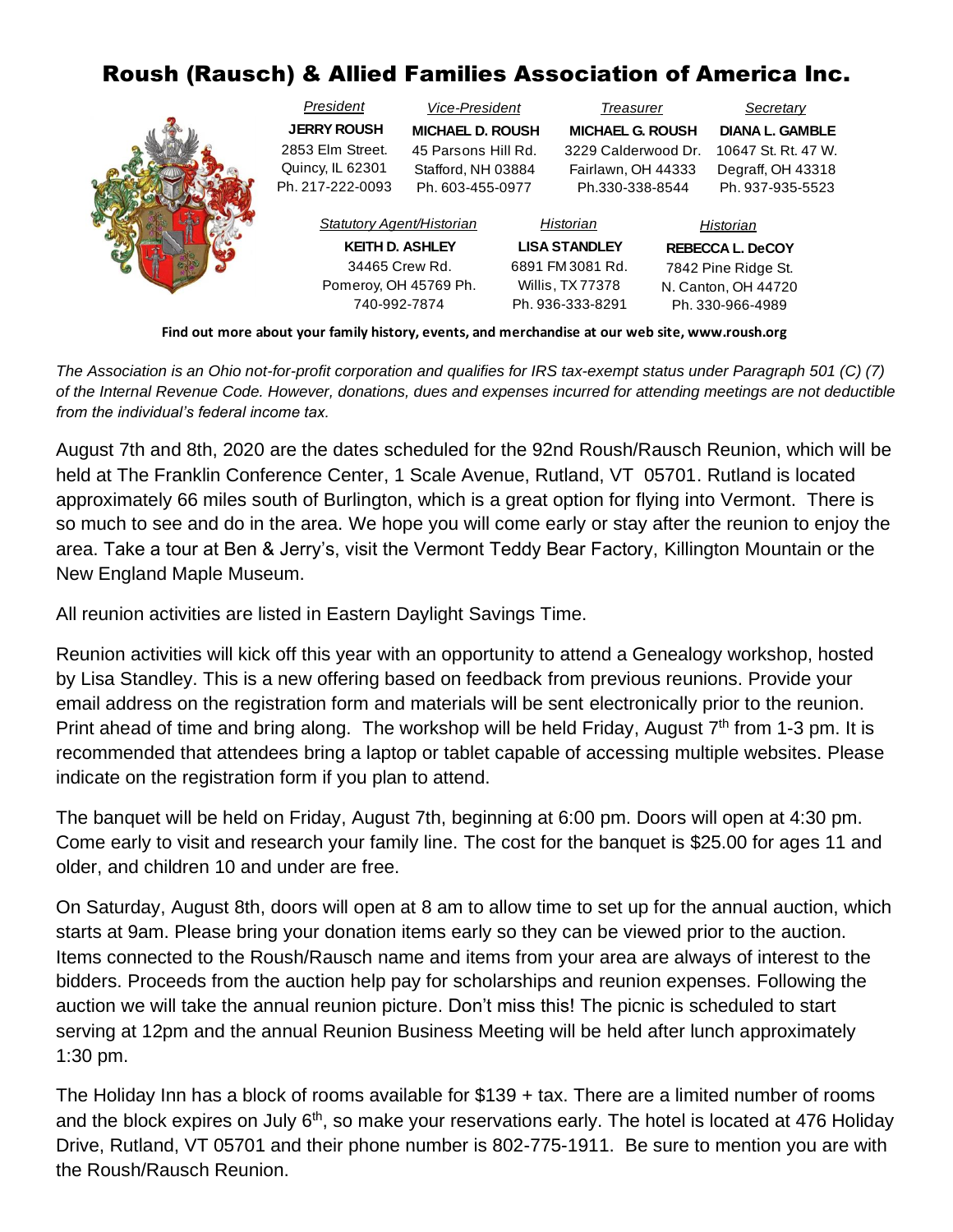# Roush (Rausch) & Allied Families Association of America Inc.

| *President* | *Vice-President* | *Treasurer* | *Secretary* |
|---|---|---|---|
| **JERRY ROUSH** | **MICHAEL D. ROUSH** | **MICHAEL G. ROUSH** | **DIANA L. GAMBLE** |
| 2853 Elm Street. | 45 Parsons Hill Rd. | 3229 Calderwood Dr. | 10647 St. Rt. 47 W. |
| Quincy, IL 62301 | Stafford, NH 03884 | Fairlawn, OH 44333 | Degraff, OH 43318 |
| Ph. 217-222-0093 | Ph. 603-455-0977 | Ph.330-338-8544 | Ph. 937-935-5523 |

| *Statutory Agent/Historian* | *Historian* | *Historian* |
|---|---|---|
| **KEITH D. ASHLEY** | **LISA STANDLEY** | **REBECCA L. DeCOY** |
| 34465 Crew Rd. | 6891 FM 3081 Rd. | 7842 Pine Ridge St. |
| Pomeroy, OH 45769 Ph. 740-992-7874 | Willis, TX 77378 | N. Canton, OH 44720 |
| | Ph. 936-333-8291 | Ph. 330-966-4989 |

**Find out more about your family history, events, and merchandise at our web site, www.roush.org**

*The Association is an Ohio not-for-profit corporation and qualifies for IRS tax-exempt status under Paragraph 501 (C) (7) of the Internal Revenue Code. However, donations, dues and expenses incurred for attending meetings are not deductible from the individual's federal income tax.*

August 7th and 8th, 2020 are the dates scheduled for the 92nd Roush/Rausch Reunion, which will be held at The Franklin Conference Center, 1 Scale Avenue, Rutland, VT 05701. Rutland is located approximately 66 miles south of Burlington, which is a great option for flying into Vermont. There is so much to see and do in the area. We hope you will come early or stay after the reunion to enjoy the area. Take a tour at Ben & Jerry's, visit the Vermont Teddy Bear Factory, Killington Mountain or the New England Maple Museum.

All reunion activities are listed in Eastern Daylight Savings Time.

Reunion activities will kick off this year with an opportunity to attend a Genealogy workshop, hosted by Lisa Standley. This is a new offering based on feedback from previous reunions. Provide your email address on the registration form and materials will be sent electronically prior to the reunion. Print ahead of time and bring along. The workshop will be held Friday, August 7th from 1-3 pm. It is recommended that attendees bring a laptop or tablet capable of accessing multiple websites. Please indicate on the registration form if you plan to attend.

The banquet will be held on Friday, August 7th, beginning at 6:00 pm. Doors will open at 4:30 pm. Come early to visit and research your family line. The cost for the banquet is $25.00 for ages 11 and older, and children 10 and under are free.

On Saturday, August 8th, doors will open at 8 am to allow time to set up for the annual auction, which starts at 9am. Please bring your donation items early so they can be viewed prior to the auction. Items connected to the Roush/Rausch name and items from your area are always of interest to the bidders. Proceeds from the auction help pay for scholarships and reunion expenses. Following the auction we will take the annual reunion picture. Don't miss this! The picnic is scheduled to start serving at 12pm and the annual Reunion Business Meeting will be held after lunch approximately 1:30 pm.

The Holiday Inn has a block of rooms available for $139 + tax. There are a limited number of rooms and the block expires on July 6th, so make your reservations early. The hotel is located at 476 Holiday Drive, Rutland, VT 05701 and their phone number is 802-775-1911. Be sure to mention you are with the Roush/Rausch Reunion.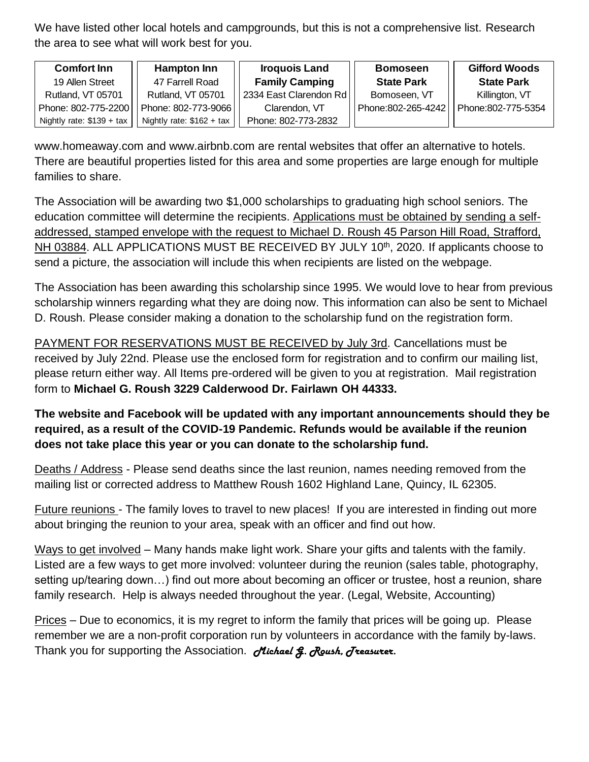We have listed other local hotels and campgrounds, but this is not a comprehensive list. Research the area to see what will work best for you.

| **Comfort Inn** | **Hampton Inn** | **Iroquois Land Family Camping** | **Bomoseen State Park** | **Gifford Woods State Park** |
|---|---|---|---|---|
| 19 Allen Street | 47 Farrell Road | 2334 East Clarendon Rd | Bomoseen, VT | Killington, VT |
| Rutland, VT 05701 | Rutland, VT 05701 | Clarendon, VT | Phone:802-265-4242 | Phone:802-775-5354 |
| Phone: 802-775-2200 | Phone: 802-773-9066 | Phone: 802-773-2832 | | |
| Nightly rate: $139 + tax | Nightly rate: $162 + tax | | | |

www.homeaway.com and www.airbnb.com are rental websites that offer an alternative to hotels. There are beautiful properties listed for this area and some properties are large enough for multiple families to share.

The Association will be awarding two $1,000 scholarships to graduating high school seniors. The education committee will determine the recipients. Applications must be obtained by sending a self-addressed, stamped envelope with the request to Michael D. Roush 45 Parson Hill Road, Strafford, NH 03884. ALL APPLICATIONS MUST BE RECEIVED BY JULY 10th, 2020. If applicants choose to send a picture, the association will include this when recipients are listed on the webpage.

The Association has been awarding this scholarship since 1995. We would love to hear from previous scholarship winners regarding what they are doing now. This information can also be sent to Michael D. Roush. Please consider making a donation to the scholarship fund on the registration form.

PAYMENT FOR RESERVATIONS MUST BE RECEIVED by July 3rd. Cancellations must be received by July 22nd. Please use the enclosed form for registration and to confirm our mailing list, please return either way. All Items pre-ordered will be given to you at registration. Mail registration form to **Michael G. Roush 3229 Calderwood Dr. Fairlawn OH 44333.**

**The website and Facebook will be updated with any important announcements should they be required, as a result of the COVID-19 Pandemic. Refunds would be available if the reunion does not take place this year or you can donate to the scholarship fund.**

Deaths / Address - Please send deaths since the last reunion, names needing removed from the mailing list or corrected address to Matthew Roush 1602 Highland Lane, Quincy, IL 62305.

Future reunions - The family loves to travel to new places! If you are interested in finding out more about bringing the reunion to your area, speak with an officer and find out how.

Ways to get involved – Many hands make light work. Share your gifts and talents with the family. Listed are a few ways to get more involved: volunteer during the reunion (sales table, photography, setting up/tearing down…) find out more about becoming an officer or trustee, host a reunion, share family research. Help is always needed throughout the year. (Legal, Website, Accounting)

Prices – Due to economics, it is my regret to inform the family that prices will be going up. Please remember we are a non-profit corporation run by volunteers in accordance with the family by-laws. Thank you for supporting the Association. ***Michael G. Roush, Treasurer.***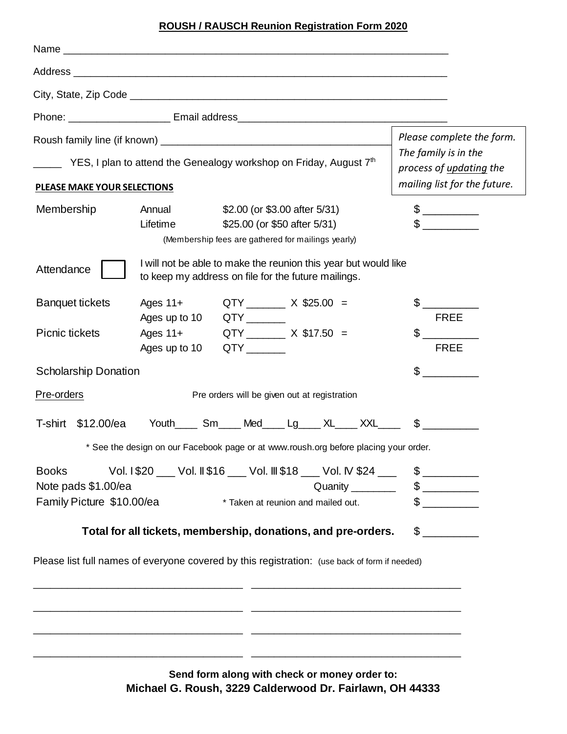## ROUSH / RAUSCH Reunion Registration Form 2020

Name ____________________________________________________________________

Address __________________________________________________________________

City, State, Zip Code _______________________________________________________

Phone: __________________ Email address_____________________________________

Roush family line (if known) __________________________________________

_____ YES, I plan to attend the Genealogy workshop on Friday, August 7th

*Please complete the form. The family is in the process of <u>updating</u> the mailing list for the future.*

**PLEASE MAKE YOUR SELECTIONS**

| | | | |
|---|---|---|---|
| Membership | Annual | $2.00 (or $3.00 after 5/31) | $ _________ |
| | Lifetime | $25.00 (or $50 after 5/31) | $ _________ |
| | | (Membership fees are gathered for mailings yearly) | |
| Attendance ☐ | I will not be able to make the reunion this year but would like to keep my address on file for the future mailings. | | |
| Banquet tickets | Ages 11+ | QTY _______ X $25.00 = | $ _________ |
| | Ages up to 10 | QTY _______ | FREE |
| Picnic tickets | Ages 11+ | QTY _______ X $17.50 = | $ _________ |
| | Ages up to 10 | QTY _______ | FREE |
| Scholarship Donation | | | $ _________ |

<u>Pre-orders</u> Pre orders will be given out at registration

T-shirt $12.00/ea Youth____ Sm____ Med____ Lg____ XL____ XXL____ $ _________

* See the design on our Facebook page or at www.roush.org before placing your order.

Books Vol. I $20 ___ Vol. II $16 ___ Vol. III $18 ___ Vol. IV $24 ___ $ _________

Note pads $1.00/ea Quanity ________ $ _________

Family Picture $10.00/ea * Taken at reunion and mailed out. $ _________

**Total for all tickets, membership, donations, and pre-orders.** $ _________

Please list full names of everyone covered by this registration: (use back of form if needed)

___________________________________ ___________________________________

___________________________________ ___________________________________

___________________________________ ___________________________________

___________________________________ ___________________________________

**Send form along with check or money order to:**
**Michael G. Roush, 3229 Calderwood Dr. Fairlawn, OH 44333**